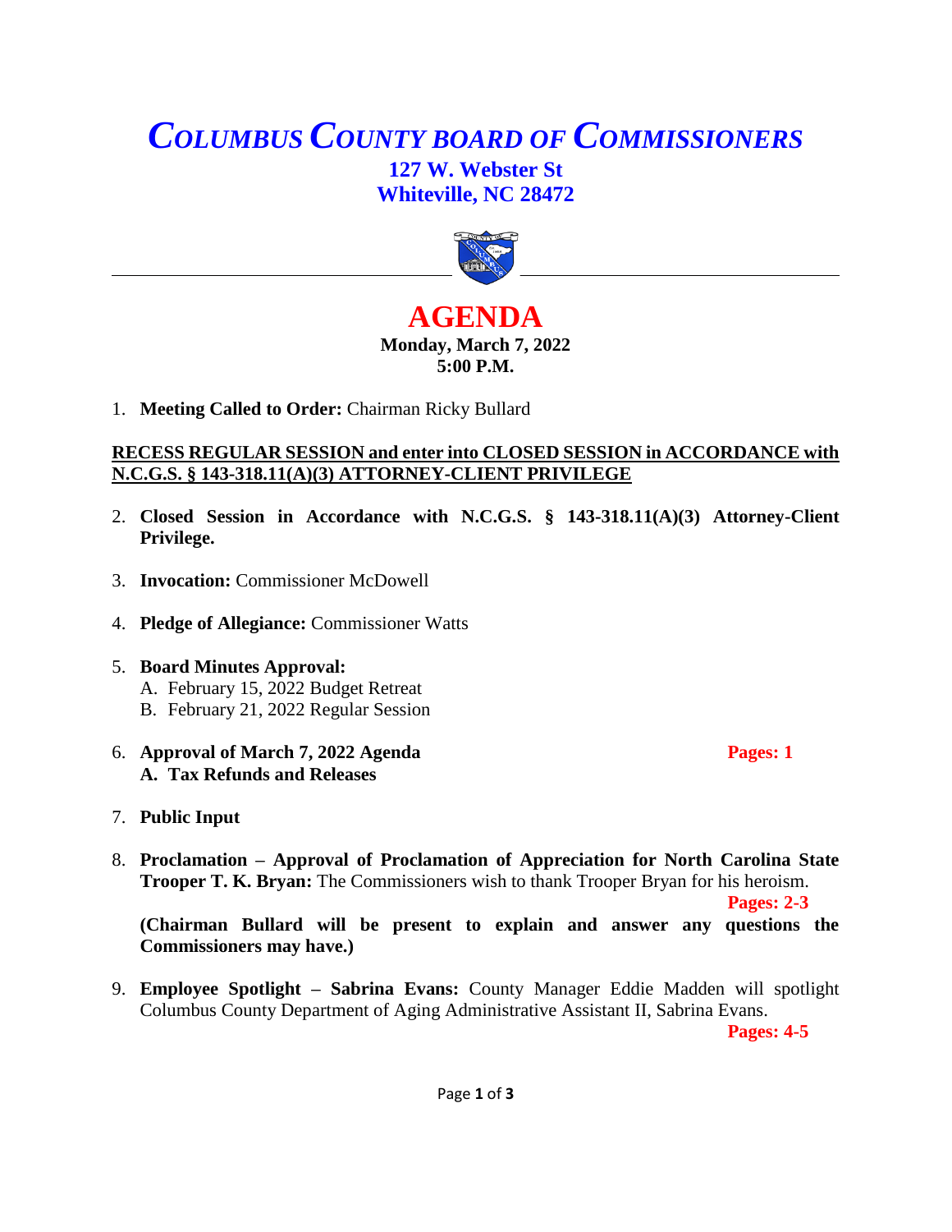# *COLUMBUS COUNTY BOARD OF COMMISSIONERS*

**127 W. Webster St**
**Whiteville, NC 28472**

## AGENDA

**Monday, March 7, 2022**
**5:00 P.M.**

1. **Meeting Called to Order:** Chairman Ricky Bullard

**RECESS REGULAR SESSION and enter into CLOSED SESSION in ACCORDANCE with N.C.G.S. § 143-318.11(A)(3) ATTORNEY-CLIENT PRIVILEGE**

2. **Closed Session in Accordance with N.C.G.S. § 143-318.11(A)(3) Attorney-Client Privilege.**

3. **Invocation:** Commissioner McDowell

4. **Pledge of Allegiance:** Commissioner Watts

5. **Board Minutes Approval:**
   A. February 15, 2022 Budget Retreat
   B. February 21, 2022 Regular Session

6. **Approval of March 7, 2022 Agenda** **Pages: 1**
   **A. Tax Refunds and Releases**

7. **Public Input**

8. **Proclamation – Approval of Proclamation of Appreciation for North Carolina State Trooper T. K. Bryan:** The Commissioners wish to thank Trooper Bryan for his heroism. **Pages: 2-3**

   **(Chairman Bullard will be present to explain and answer any questions the Commissioners may have.)**

9. **Employee Spotlight – Sabrina Evans:** County Manager Eddie Madden will spotlight Columbus County Department of Aging Administrative Assistant II, Sabrina Evans. **Pages: 4-5**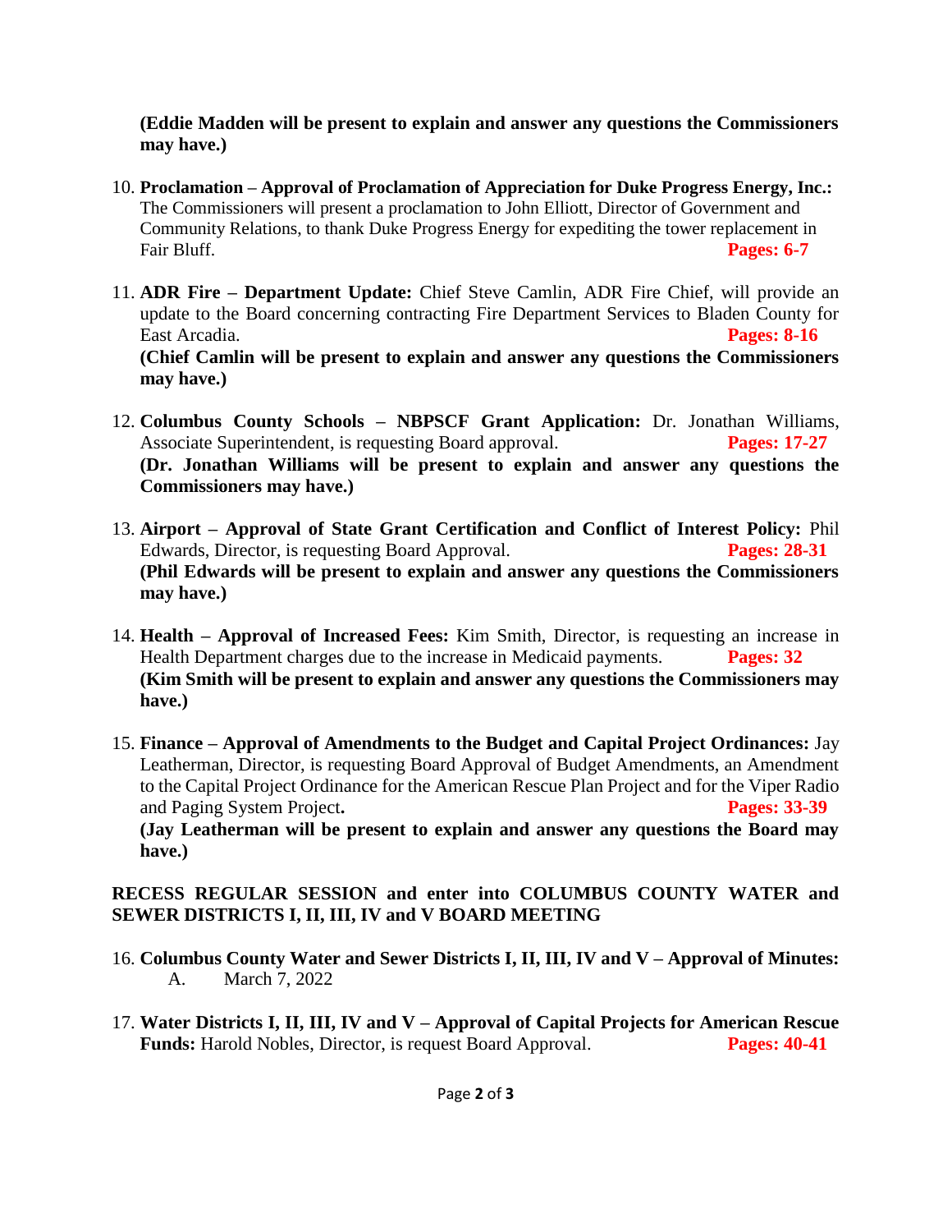**(Eddie Madden will be present to explain and answer any questions the Commissioners may have.)**

10. **Proclamation – Approval of Proclamation of Appreciation for Duke Progress Energy, Inc.:** The Commissioners will present a proclamation to John Elliott, Director of Government and Community Relations, to thank Duke Progress Energy for expediting the tower replacement in Fair Bluff. **Pages: 6-7**

11. **ADR Fire – Department Update:** Chief Steve Camlin, ADR Fire Chief, will provide an update to the Board concerning contracting Fire Department Services to Bladen County for East Arcadia. **Pages: 8-16**
    **(Chief Camlin will be present to explain and answer any questions the Commissioners may have.)**

12. **Columbus County Schools – NBPSCF Grant Application:** Dr. Jonathan Williams, Associate Superintendent, is requesting Board approval. **Pages: 17-27**
    **(Dr. Jonathan Williams will be present to explain and answer any questions the Commissioners may have.)**

13. **Airport – Approval of State Grant Certification and Conflict of Interest Policy:** Phil Edwards, Director, is requesting Board Approval. **Pages: 28-31**
    **(Phil Edwards will be present to explain and answer any questions the Commissioners may have.)**

14. **Health – Approval of Increased Fees:** Kim Smith, Director, is requesting an increase in Health Department charges due to the increase in Medicaid payments. **Pages: 32**
    **(Kim Smith will be present to explain and answer any questions the Commissioners may have.)**

15. **Finance – Approval of Amendments to the Budget and Capital Project Ordinances:** Jay Leatherman, Director, is requesting Board Approval of Budget Amendments, an Amendment to the Capital Project Ordinance for the American Rescue Plan Project and for the Viper Radio and Paging System Project**.** **Pages: 33-39**
    **(Jay Leatherman will be present to explain and answer any questions the Board may have.)**

**RECESS REGULAR SESSION and enter into COLUMBUS COUNTY WATER and SEWER DISTRICTS I, II, III, IV and V BOARD MEETING**

16. **Columbus County Water and Sewer Districts I, II, III, IV and V – Approval of Minutes:**
    A. March 7, 2022

17. **Water Districts I, II, III, IV and V – Approval of Capital Projects for American Rescue Funds:** Harold Nobles, Director, is request Board Approval. **Pages: 40-41**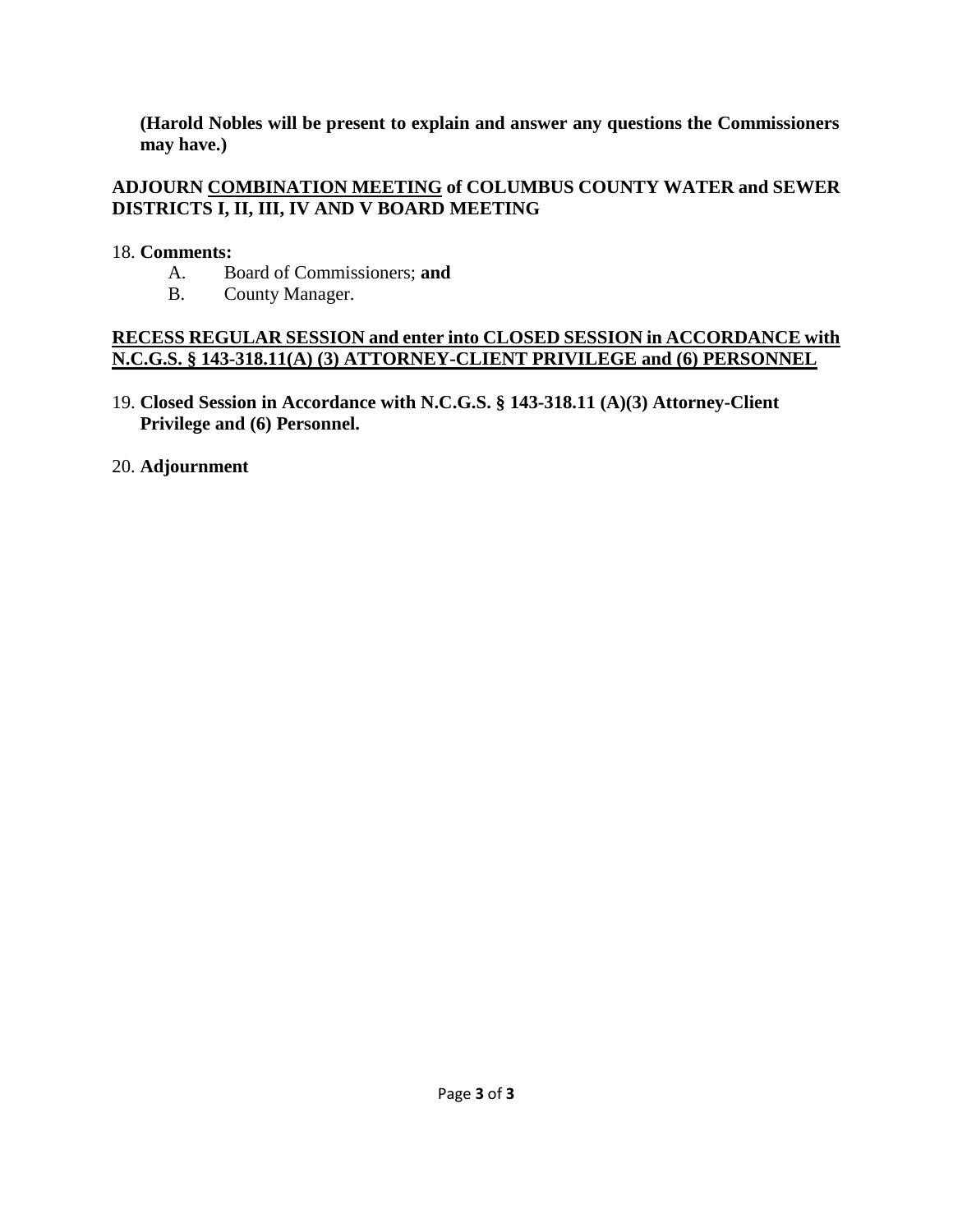**(Harold Nobles will be present to explain and answer any questions the Commissioners may have.)**

**ADJOURN <u>COMBINATION MEETING</u> of COLUMBUS COUNTY WATER and SEWER DISTRICTS I, II, III, IV AND V BOARD MEETING**

18. **Comments:**
    - A. Board of Commissioners; **and**
    - B. County Manager.

**<u>RECESS REGULAR SESSION and enter into CLOSED SESSION in ACCORDANCE with N.C.G.S. § 143-318.11(A) (3) ATTORNEY-CLIENT PRIVILEGE and (6) PERSONNEL</u>**

19. **Closed Session in Accordance with N.C.G.S. § 143-318.11 (A)(3) Attorney-Client Privilege and (6) Personnel.**

20. **Adjournment**